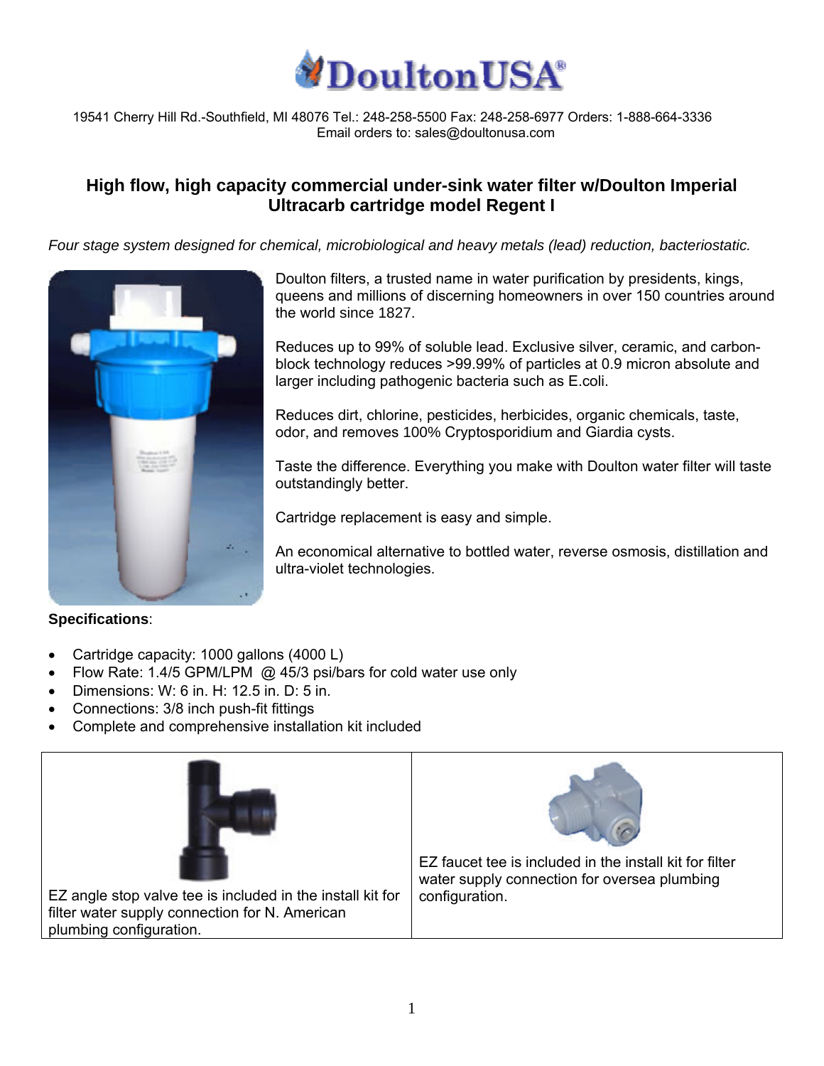# DoultonUSA®

19541 Cherry Hill Rd.-Southfield, MI 48076 Tel.: 248-258-5500 Fax: 248-258-6977 Orders: 1-888-664-3336
Email orders to: sales@doultonusa.com

## High flow, high capacity commercial under-sink water filter w/Doulton Imperial Ultracarb cartridge model Regent I

*Four stage system designed for chemical, microbiological and heavy metals (lead) reduction, bacteriostatic.*

Doulton filters, a trusted name in water purification by presidents, kings, queens and millions of discerning homeowners in over 150 countries around the world since 1827.

Reduces up to 99% of soluble lead. Exclusive silver, ceramic, and carbon-block technology reduces >99.99% of particles at 0.9 micron absolute and larger including pathogenic bacteria such as E.coli.

Reduces dirt, chlorine, pesticides, herbicides, organic chemicals, taste, odor, and removes 100% Cryptosporidium and Giardia cysts.

Taste the difference. Everything you make with Doulton water filter will taste outstandingly better.

Cartridge replacement is easy and simple.

An economical alternative to bottled water, reverse osmosis, distillation and ultra-violet technologies.

**Specifications**:

- Cartridge capacity: 1000 gallons (4000 L)
- Flow Rate: 1.4/5 GPM/LPM @ 45/3 psi/bars for cold water use only
- Dimensions: W: 6 in. H: 12.5 in. D: 5 in.
- Connections: 3/8 inch push-fit fittings
- Complete and comprehensive installation kit included

| | |
|---|---|
| EZ angle stop valve tee is included in the install kit for filter water supply connection for N. American plumbing configuration. | EZ faucet tee is included in the install kit for filter water supply connection for oversea plumbing configuration. |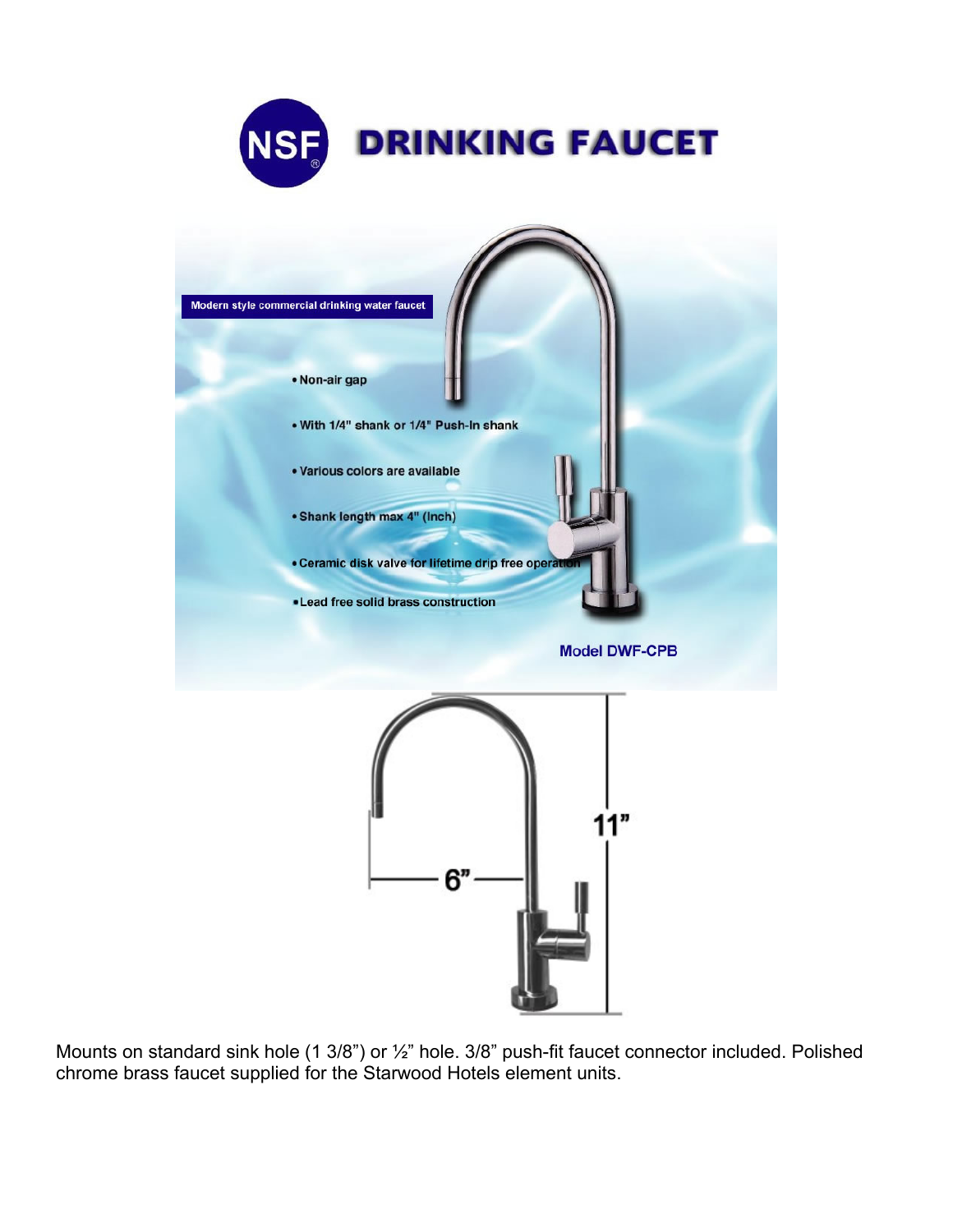# NSF DRINKING FAUCET

Modern style commercial drinking water faucet

- Non-air gap
- With 1/4" shank or 1/4" Push-In shank
- Various colors are available
- Shank length max 4" (inch)
- Ceramic disk valve for lifetime drip free operation
- Lead free solid brass construction

Model DWF-CPB

11"

6"

Mounts on standard sink hole (1 3/8") or ½" hole. 3/8" push-fit faucet connector included. Polished chrome brass faucet supplied for the Starwood Hotels element units.